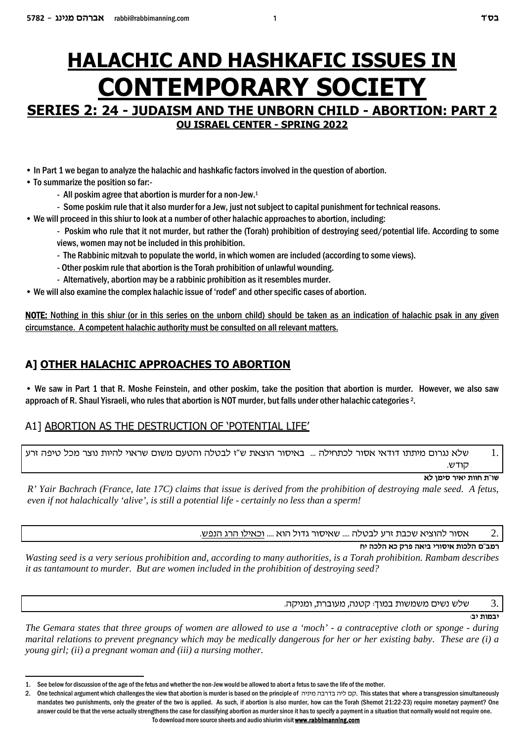# HALACHIC AND HASHKAFIC ISSUES IN CONTEMPORARY SOCIETY

## SERIES 2: 24 - JUDAISM AND THE UNBORN CHILD - ABORTION: PART 2

### OU ISRAEL CENTER - SPRING 2022

- In Part 1 we began to analyze the halachic and hashkafic factors involved in the question of abortion.
- To summarize the position so far:-
  - All poskim agree that abortion is murder for a non-Jew.[1]
  - Some poskim rule that it also murder for a Jew, just not subject to capital punishment for technical reasons.
- We will proceed in this shiur to look at a number of other halachic approaches to abortion, including:
  - Poskim who rule that it not murder, but rather the (Torah) prohibition of destroying seed/potential life. According to some views, women may not be included in this prohibition.
  - The Rabbinic mitzvah to populate the world, in which women are included (according to some views).
  - Other poskim rule that abortion is the Torah prohibition of unlawful wounding.
  - Alternatively, abortion may be a rabbinic prohibition as it resembles murder.
- We will also examine the complex halachic issue of 'rodef' and other specific cases of abortion.

**NOTE:** Nothing in this shiur (or in this series on the unborn child) should be taken as an indication of halachic psak in any given circumstance. A competent halachic authority must be consulted on all relevant matters.

## A] OTHER HALACHIC APPROACHES TO ABORTION

- We saw in Part 1 that R. Moshe Feinstein, and other poskim, take the position that abortion is murder. However, we also saw approach of R. Shaul Yisraeli, who rules that abortion is NOT murder, but falls under other halachic categories [2].

### A1] ABORTION AS THE DESTRUCTION OF 'POTENTIAL LIFE'

1. שלא נגרום מיתתו דודאי אסור לכתחילה ... באיסור הוצאת ש"ז לבטלה והטעם משום שראוי להיות נוצר מכל טיפה זרע קודש.

**שו"ת חוות יאיר סימן לא**

*R' Yair Bachrach (France, late 17C) claims that issue is derived from the prohibition of destroying male seed. A fetus, even if not halachically 'alive', is still a potential life - certainly no less than a sperm!*

2. אסור להוציא שכבת זרע לבטלה .... שאיסור גדול הוא .... וכאילו הרג הנפש.

**רמב"ם הלכות איסורי ביאה פרק כא הלכה יח**

*Wasting seed is a very serious prohibition and, according to many authorities, is a Torah prohibition. Rambam describes it as tantamount to murder. But are women included in the prohibition of destroying seed?*

3. שלש נשים משמשות במוך: קטנה, מעוברת, ומניקה.

**יבמות יב:**

*The Gemara states that three groups of women are allowed to use a 'moch' - a contraceptive cloth or sponge - during marital relations to prevent pregnancy which may be medically dangerous for her or her existing baby. These are (i) a young girl; (ii) a pregnant woman and (iii) a nursing mother.*

---

1. See below for discussion of the age of the fetus and whether the non-Jew would be allowed to abort a fetus to save the life of the mother.
2. One technical argument which challenges the view that abortion is murder is based on the principle of קם ליה בדרבה מיניה. This states that where a transgression simultaneously mandates two punishments, only the greater of the two is applied. As such, if abortion is also murder, how can the Torah (Shemot 21:22-23) require monetary payment? One answer could be that the verse actually strengthens the case for classifying abortion as murder since it has to specify a payment in a situation that normally would not require one.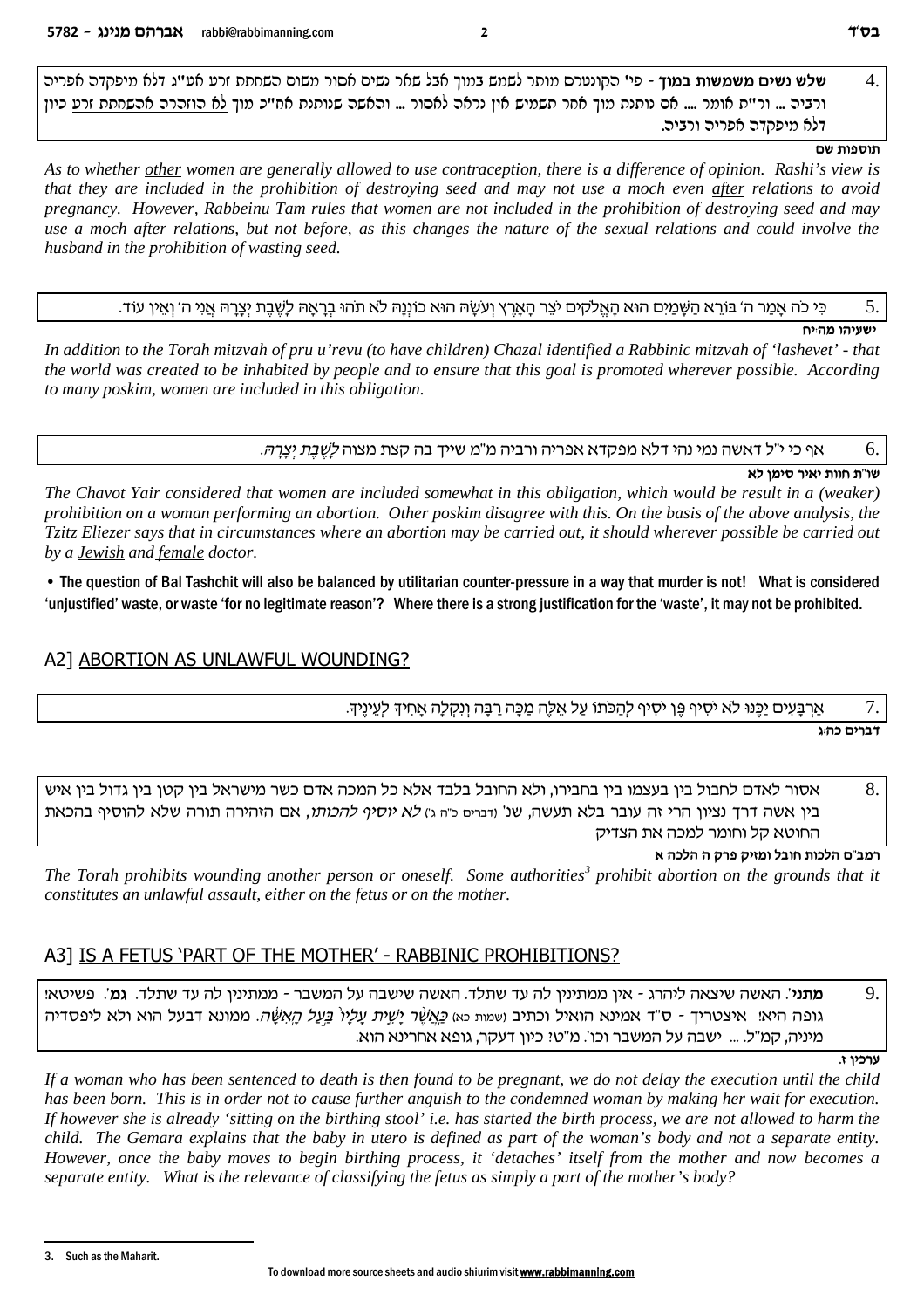4. **שלש נשים משמשות במוך** - פי' הקונטרס מותר לשמש במוך אבל שאר נשים אסור משום השחתת זרע אע"ג דלא מיפקדה אפריה ורביה ... ור"ת אומר .... אם נותנת מוך אחר תשמיש אין נראה לאסור ... והאשה שנותנת אח"כ מוך לא הוזכרה אהשחתת זרע כיון דלא מיפקדה אפריה ורביה.

**תוספות שם**

*As to whether other women are generally allowed to use contraception, there is a difference of opinion. Rashi's view is that they are included in the prohibition of destroying seed and may not use a moch even after relations to avoid pregnancy. However, Rabbeinu Tam rules that women are not included in the prohibition of destroying seed and may use a moch after relations, but not before, as this changes the nature of the sexual relations and could involve the husband in the prohibition of wasting seed.*

5. כִּי כֹה אָמַר ה' בּוֹרֵא הַשָּׁמַיִם הוּא הָאֱלֹקִים יֹצֵר הָאָרֶץ וְעֹשָׂהּ הוּא כוֹנְנָהּ לֹא תֹהוּ בְרָאָהּ לָשֶׁבֶת יְצָרָהּ אֲנִי ה' וְאֵין עוֹד.

**ישעיהו מה:יח**

*In addition to the Torah mitzvah of pru u'revu (to have children) Chazal identified a Rabbinic mitzvah of 'lashevet' - that the world was created to be inhabited by people and to ensure that this goal is promoted wherever possible. According to many poskim, women are included in this obligation.*

6. אף כי י"ל דאשה נמי נהי דלא מפקדא אפריה ורביה מ"מ שייך בה קצת מצוה *לָשֶׁבֶת יְצָרָהּ*.

**שו"ת חוות יאיר סימן לא**

*The Chavot Yair considered that women are included somewhat in this obligation, which would be result in a (weaker) prohibition on a woman performing an abortion. Other poskim disagree with this. On the basis of the above analysis, the Tzitz Eliezer says that in circumstances where an abortion may be carried out, it should wherever possible be carried out by a Jewish and female doctor.*

- **The question of Bal Tashchit will also be balanced by utilitarian counter-pressure in a way that murder is not! What is considered 'unjustified' waste, or waste 'for no legitimate reason'? Where there is a strong justification for the 'waste', it may not be prohibited.**

## A2] ABORTION AS UNLAWFUL WOUNDING?

7. אַרְבָּעִים יַכֶּנּוּ לֹא יֹסִיף פֶּן יֹסִיף לְהַכֹּתוֹ עַל אֵלֶּה מַכָּה רַבָּה וְנִקְלָה אָחִיךָ לְעֵינֶיךָ.

**דברים כה:ג**

8. אסור לאדם לחבול בין בעצמו בין בחבירו, ולא החובל בלבד אלא כל המכה אדם כשר מישראל בין קטן בין גדול בין איש בין אשה דרך נציון הרי זה עובר בלא תעשה, שנ' (דברים כ"ה ג') *לא יוסיף להכותו*, אם הזהירה תורה שלא להוסיף בהכאת החוטא קל וחומר למכה את הצדיק

**רמב"ם הלכות חובל ומזיק פרק ה הלכה א**

*The Torah prohibits wounding another person or oneself. Some authorities[3] prohibit abortion on the grounds that it constitutes an unlawful assault, either on the fetus or on the mother.*

## A3] IS A FETUS 'PART OF THE MOTHER' - RABBINIC PROHIBITIONS?

9. **מתני'**. האשה שיצאה ליהרג - אין ממתינין לה עד שתלד. האשה שישבה על המשבר - ממתינין לה עד שתלד. **גמ'**. פשיטא! גופה היא! איצטריך - ס"ד אמינא הואיל וכתיב (שמות כא) *כַּאֲשֶׁר יָשִׁית עָלָיו בַּעַל הָאִשָּׁה*. ממונא דבעל הוא ולא ליפסדיה מיניה, קמ"ל. ... ישבה על המשבר וכו'. מ"ט? כיון דעקר, גופא אחרינא הוא.

**ערכין ז.**

*If a woman who has been sentenced to death is then found to be pregnant, we do not delay the execution until the child has been born. This is in order not to cause further anguish to the condemned woman by making her wait for execution. If however she is already 'sitting on the birthing stool' i.e. has started the birth process, we are not allowed to harm the child. The Gemara explains that the baby in utero is defined as part of the woman's body and not a separate entity. However, once the baby moves to begin birthing process, it 'detaches' itself from the mother and now becomes a separate entity. What is the relevance of classifying the fetus as simply a part of the mother's body?*

---

3. Such as the Maharit.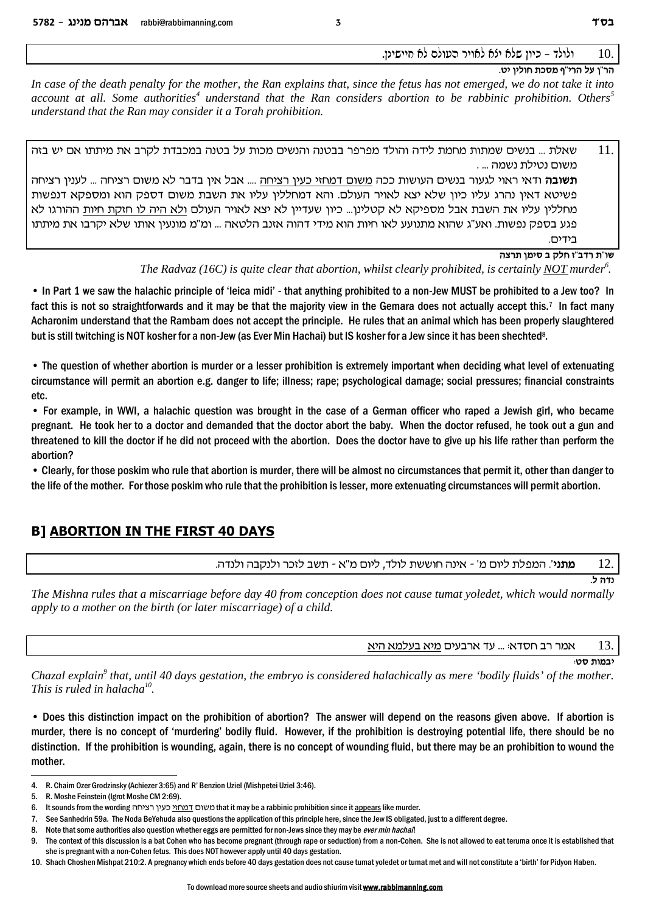10. ולולד - כיון שלא יצא לאויר העולם לא חיישינן.

**הר"ן על הרי"ף מסכת חולין יט.**

*In case of the death penalty for the mother, the Ran explains that, since the fetus has not emerged, we do not take it into account at all. Some authorities[4] understand that the Ran considers abortion to be rabbinic prohibition. Others[5] understand that the Ran may consider it a Torah prohibition.*

11. שאלת ... בנשים שמתות מחמת לידה והולד מפרפר בבטנה והנשים מכות על בטנה במכבדת לקרב את מיתתו אם יש בזה משום נטילת נשמה ... .

**תשובה** ודאי ראוי לגעור בנשים העושות ככה משום דמחזי כעין רציחה .... אבל אין בדבר לא משום רציחה ... לענין רציחה פשיטא דאין נהרג עליו כיון שלא יצא לאויר העולם. והא דמחללין עליו את השבת משום דספק הוא ומספקא דנפשות מחללין עליו את השבת אבל מספיקא לא קטלינן... כיון שעדיין לא יצא לאויר העולם ולא היה לו חזקת חיות ההורגו לא פגע בספק נפשות. ואע"ג שהוא מתנועע לאו חיות הוא מידי דהוה אזנב הלטאה ... ומ"מ מונעין אותו שלא יקרבו את מיתתו בידים.

**שו"ת רדב"ז חלק ב סימן תרצה**

*The Radvaz (16C) is quite clear that abortion, whilst clearly prohibited, is certainly NOT murder[6].*

• In Part 1 we saw the halachic principle of 'leica midi' - that anything prohibited to a non-Jew MUST be prohibited to a Jew too? In fact this is not so straightforwards and it may be that the majority view in the Gemara does not actually accept this.[7] In fact many Acharonim understand that the Rambam does not accept the principle. He rules that an animal which has been properly slaughtered but is still twitching is NOT kosher for a non-Jew (as Ever Min Hachai) but IS kosher for a Jew since it has been shechted[8].

• The question of whether abortion is murder or a lesser prohibition is extremely important when deciding what level of extenuating circumstance will permit an abortion e.g. danger to life; illness; rape; psychological damage; social pressures; financial constraints etc.

• For example, in WWI, a halachic question was brought in the case of a German officer who raped a Jewish girl, who became pregnant. He took her to a doctor and demanded that the doctor abort the baby. When the doctor refused, he took out a gun and threatened to kill the doctor if he did not proceed with the abortion. Does the doctor have to give up his life rather than perform the abortion?

• Clearly, for those poskim who rule that abortion is murder, there will be almost no circumstances that permit it, other than danger to the life of the mother. For those poskim who rule that the prohibition is lesser, more extenuating circumstances will permit abortion.

## B] ABORTION IN THE FIRST 40 DAYS

12. **מתני'**. המפלת ליום מ' - אינה חוששת לולד, ליום מ"א - תשב לזכר ולנקבה ולנדה.

**נדה ל.**

*The Mishna rules that a miscarriage before day 40 from conception does not cause tumat yoledet, which would normally apply to a mother on the birth (or later miscarriage) of a child.*

13. אמר רב חסדא: ... עד ארבעים מיא בעלמא היא

**יבמות סט:**

*Chazal explain[9] that, until 40 days gestation, the embryo is considered halachically as mere 'bodily fluids' of the mother. This is ruled in halacha[10].*

• Does this distinction impact on the prohibition of abortion? The answer will depend on the reasons given above. If abortion is murder, there is no concept of 'murdering' bodily fluid. However, if the prohibition is destroying potential life, there should be no distinction. If the prohibition is wounding, again, there is no concept of wounding fluid, but there may be an prohibition to wound the mother.

---

4. R. Chaim Ozer Grodzinsky (Achiezer 3:65) and R' Benzion Uziel (Mishpetei Uziel 3:46).
5. R. Moshe Feinstein (Igrot Moshe CM 2:69).
6. It sounds from the wording משום דמחזי כעין רציחה that it may be a rabbinic prohibition since it appears like murder.
7. See Sanhedrin 59a. The Noda BeYehuda also questions the application of this principle here, since the Jew IS obligated, just to a different degree.
8. Note that some authorities also question whether eggs are permitted for non-Jews since they may be *ever min hachai*!
9. The context of this discussion is a bat Cohen who has become pregnant (through rape or seduction) from a non-Cohen. She is not allowed to eat teruma once it is established that she is pregnant with a non-Cohen fetus. This does NOT however apply until 40 days gestation.
10. Shach Choshen Mishpat 210:2. A pregnancy which ends before 40 days gestation does not cause tumat yoledet or tumat met and will not constitute a 'birth' for Pidyon Haben.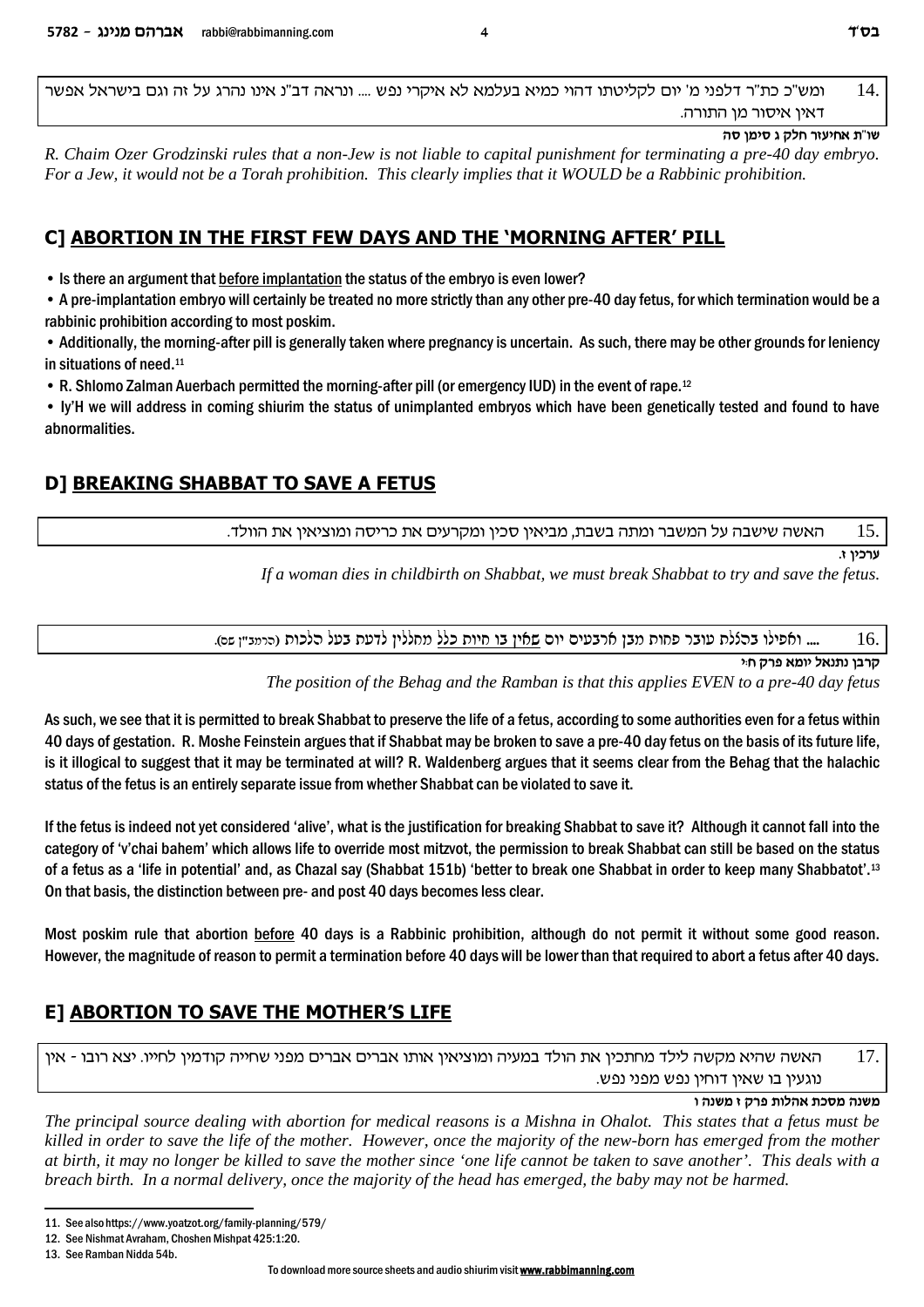14. ומש"כ כת"ר דלפני מ' יום לקליטתו דהוי כמיא בעלמא לא איקרי נפש .... ונראה דב"נ אינו נהרג על זה וגם בישראל אפשר דאין איסור מן התורה.

**שו"ת אחיעזר חלק ג סימן סה**

*R. Chaim Ozer Grodzinski rules that a non-Jew is not liable to capital punishment for terminating a pre-40 day embryo. For a Jew, it would not be a Torah prohibition. This clearly implies that it WOULD be a Rabbinic prohibition.*

## C] ABORTION IN THE FIRST FEW DAYS AND THE 'MORNING AFTER' PILL

- Is there an argument that before implantation the status of the embryo is even lower?
- A pre-implantation embryo will certainly be treated no more strictly than any other pre-40 day fetus, for which termination would be a rabbinic prohibition according to most poskim.
- Additionally, the morning-after pill is generally taken where pregnancy is uncertain. As such, there may be other grounds for leniency in situations of need.[11]
- R. Shlomo Zalman Auerbach permitted the morning-after pill (or emergency IUD) in the event of rape.[12]
- Iy'H we will address in coming shiurim the status of unimplanted embryos which have been genetically tested and found to have abnormalities.

## D] BREAKING SHABBAT TO SAVE A FETUS

15. האשה שישבה על המשבר ומתה בשבת, מביאין סכין ומקרעים את כריסה ומוציאין את הוולד.

**ערכין ז.**

*If a woman dies in childbirth on Shabbat, we must break Shabbat to try and save the fetus.*

16. .... ואפילו בהלכת עובר פחות מבן ארבעים יום שאין בו חיות כלל מחללין לדעת בעל הלכות (הרמב"ן שם).

**קרבן נתנאל יומא פרק ח:י**

*The position of the Behag and the Ramban is that this applies EVEN to a pre-40 day fetus*

As such, we see that it is permitted to break Shabbat to preserve the life of a fetus, according to some authorities even for a fetus within 40 days of gestation. R. Moshe Feinstein argues that if Shabbat may be broken to save a pre-40 day fetus on the basis of its future life, is it illogical to suggest that it may be terminated at will? R. Waldenberg argues that it seems clear from the Behag that the halachic status of the fetus is an entirely separate issue from whether Shabbat can be violated to save it.

If the fetus is indeed not yet considered 'alive', what is the justification for breaking Shabbat to save it? Although it cannot fall into the category of 'v'chai bahem' which allows life to override most mitzvot, the permission to break Shabbat can still be based on the status of a fetus as a 'life in potential' and, as Chazal say (Shabbat 151b) 'better to break one Shabbat in order to keep many Shabbatot'.[13] On that basis, the distinction between pre- and post 40 days becomes less clear.

Most poskim rule that abortion before 40 days is a Rabbinic prohibition, although do not permit it without some good reason. However, the magnitude of reason to permit a termination before 40 days will be lower than that required to abort a fetus after 40 days.

## E] ABORTION TO SAVE THE MOTHER'S LIFE

17. האשה שהיא מקשה לילד מחתכין את הולד במעיה ומוציאין אותו אברים אברים מפני שחייה קודמין לחייו. יצא רובו - אין נוגעין בו שאין דוחין נפש מפני נפש.

**משנה מסכת אהלות פרק ז משנה ו**

*The principal source dealing with abortion for medical reasons is a Mishna in Ohalot. This states that a fetus must be killed in order to save the life of the mother. However, once the majority of the new-born has emerged from the mother at birth, it may no longer be killed to save the mother since 'one life cannot be taken to save another'. This deals with a breach birth. In a normal delivery, once the majority of the head has emerged, the baby may not be harmed.*

---

11. See also https://www.yoatzot.org/family-planning/579/
12. See Nishmat Avraham, Choshen Mishpat 425:1:20.
13. See Ramban Nidda 54b.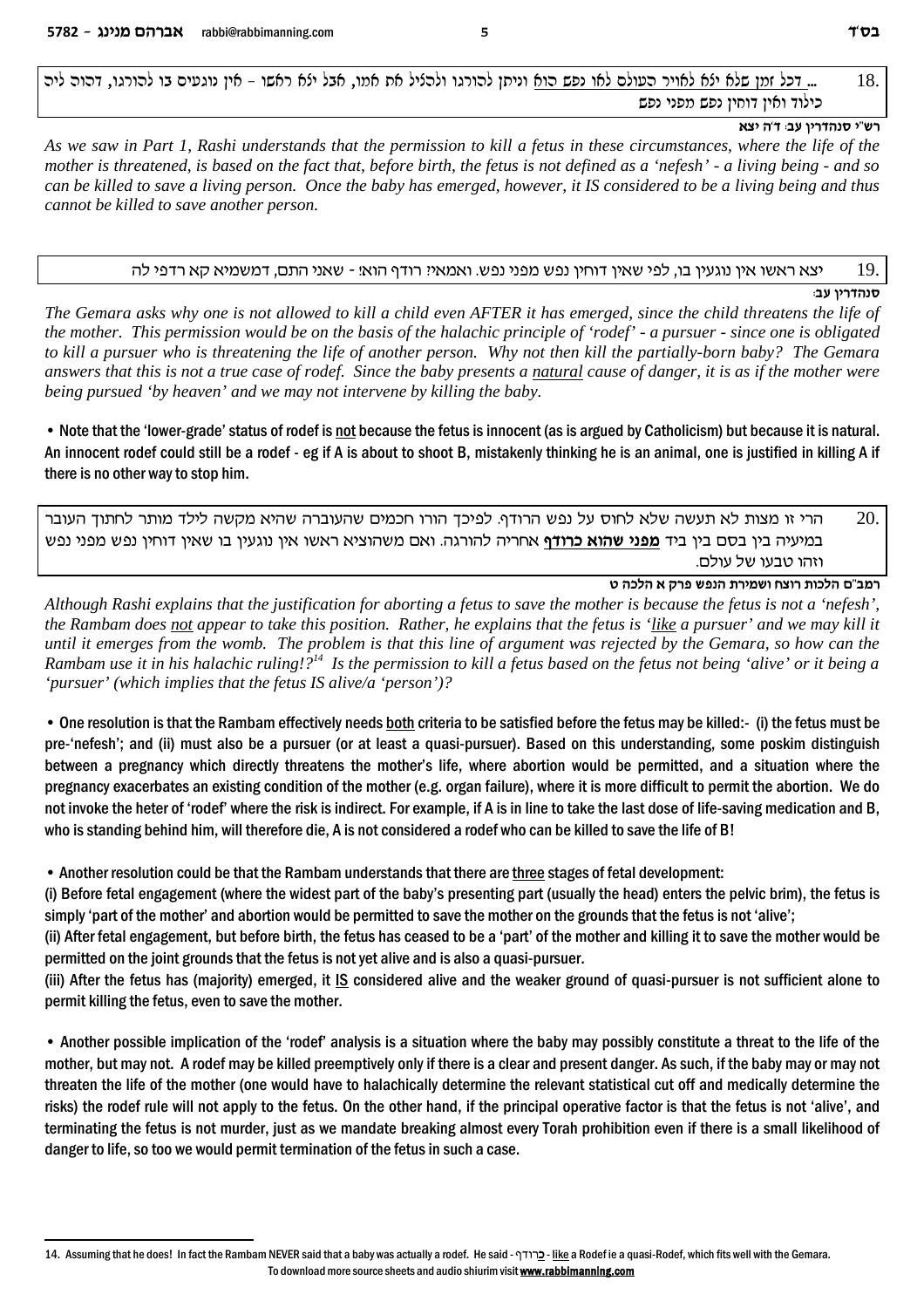18. ... דכל זמן שלא יצא לאויר העולם לאו נפש הוא וניתן להורגו ולהציל את אמו, אבל יצא ראשו - אין נוגעים בו להורגו, דהוה ליה כילוד ואין דוחין נפש מפני נפש

**רש"י סנהדרין עב: ד"ה יצא**

*As we saw in Part 1, Rashi understands that the permission to kill a fetus in these circumstances, where the life of the mother is threatened, is based on the fact that, before birth, the fetus is not defined as a 'nefesh' - a living being - and so can be killed to save a living person. Once the baby has emerged, however, it IS considered to be a living being and thus cannot be killed to save another person.*

19. יצא ראשו אין נוגעין בו, לפי שאין דוחין נפש מפני נפש. ואמאי? רודף הוא! - שאני התם, דמשמיא קא רדפי לה

**סנהדרין עב:**

*The Gemara asks why one is not allowed to kill a child even AFTER it has emerged, since the child threatens the life of the mother. This permission would be on the basis of the halachic principle of 'rodef' - a pursuer - since one is obligated to kill a pursuer who is threatening the life of another person. Why not then kill the partially-born baby? The Gemara answers that this is not a true case of rodef. Since the baby presents a natural cause of danger, it is as if the mother were being pursued 'by heaven' and we may not intervene by killing the baby.*

- Note that the 'lower-grade' status of rodef is not because the fetus is innocent (as is argued by Catholicism) but because it is natural. An innocent rodef could still be a rodef - eg if A is about to shoot B, mistakenly thinking he is an animal, one is justified in killing A if there is no other way to stop him.

20. הרי זו מצות לא תעשה שלא לחוס על נפש הרודף. לפיכך הורו חכמים שהעוברה שהיא מקשה לילד מותר לחתוך העובר במיעיה בין בסם בין ביד **מפני שהוא כרודף** אחריה להורגה. ואם משהוציא ראשו אין נוגעין בו שאין דוחין נפש מפני נפש וזהו טבעו של עולם.

**רמב"ם הלכות רוצח ושמירת הנפש פרק א הלכה ט**

*Although Rashi explains that the justification for aborting a fetus to save the mother is because the fetus is not a 'nefesh', the Rambam does not appear to take this position. Rather, he explains that the fetus is 'like a pursuer' and we may kill it until it emerges from the womb. The problem is that this line of argument was rejected by the Gemara, so how can the Rambam use it in his halachic ruling!?[14] Is the permission to kill a fetus based on the fetus not being 'alive' or it being a 'pursuer' (which implies that the fetus IS alive/a 'person')?*

- One resolution is that the Rambam effectively needs both criteria to be satisfied before the fetus may be killed:- (i) the fetus must be pre-'nefesh'; and (ii) must also be a pursuer (or at least a quasi-pursuer). Based on this understanding, some poskim distinguish between a pregnancy which directly threatens the mother's life, where abortion would be permitted, and a situation where the pregnancy exacerbates an existing condition of the mother (e.g. organ failure), where it is more difficult to permit the abortion. We do not invoke the heter of 'rodef' where the risk is indirect. For example, if A is in line to take the last dose of life-saving medication and B, who is standing behind him, will therefore die, A is not considered a rodef who can be killed to save the life of B!

- Another resolution could be that the Rambam understands that there are three stages of fetal development:

(i) Before fetal engagement (where the widest part of the baby's presenting part (usually the head) enters the pelvic brim), the fetus is simply 'part of the mother' and abortion would be permitted to save the mother on the grounds that the fetus is not 'alive';

(ii) After fetal engagement, but before birth, the fetus has ceased to be a 'part' of the mother and killing it to save the mother would be permitted on the joint grounds that the fetus is not yet alive and is also a quasi-pursuer.

(iii) After the fetus has (majority) emerged, it IS considered alive and the weaker ground of quasi-pursuer is not sufficient alone to permit killing the fetus, even to save the mother.

- Another possible implication of the 'rodef' analysis is a situation where the baby may possibly constitute a threat to the life of the mother, but may not. A rodef may be killed preemptively only if there is a clear and present danger. As such, if the baby may or may not threaten the life of the mother (one would have to halachically determine the relevant statistical cut off and medically determine the risks) the rodef rule will not apply to the fetus. On the other hand, if the principal operative factor is that the fetus is not 'alive', and terminating the fetus is not murder, just as we mandate breaking almost every Torah prohibition even if there is a small likelihood of danger to life, so too we would permit termination of the fetus in such a case.

---

14. Assuming that he does! In fact the Rambam NEVER said that a baby was actually a rodef. He said - כְּרודף - like a Rodef ie a quasi-Rodef, which fits well with the Gemara.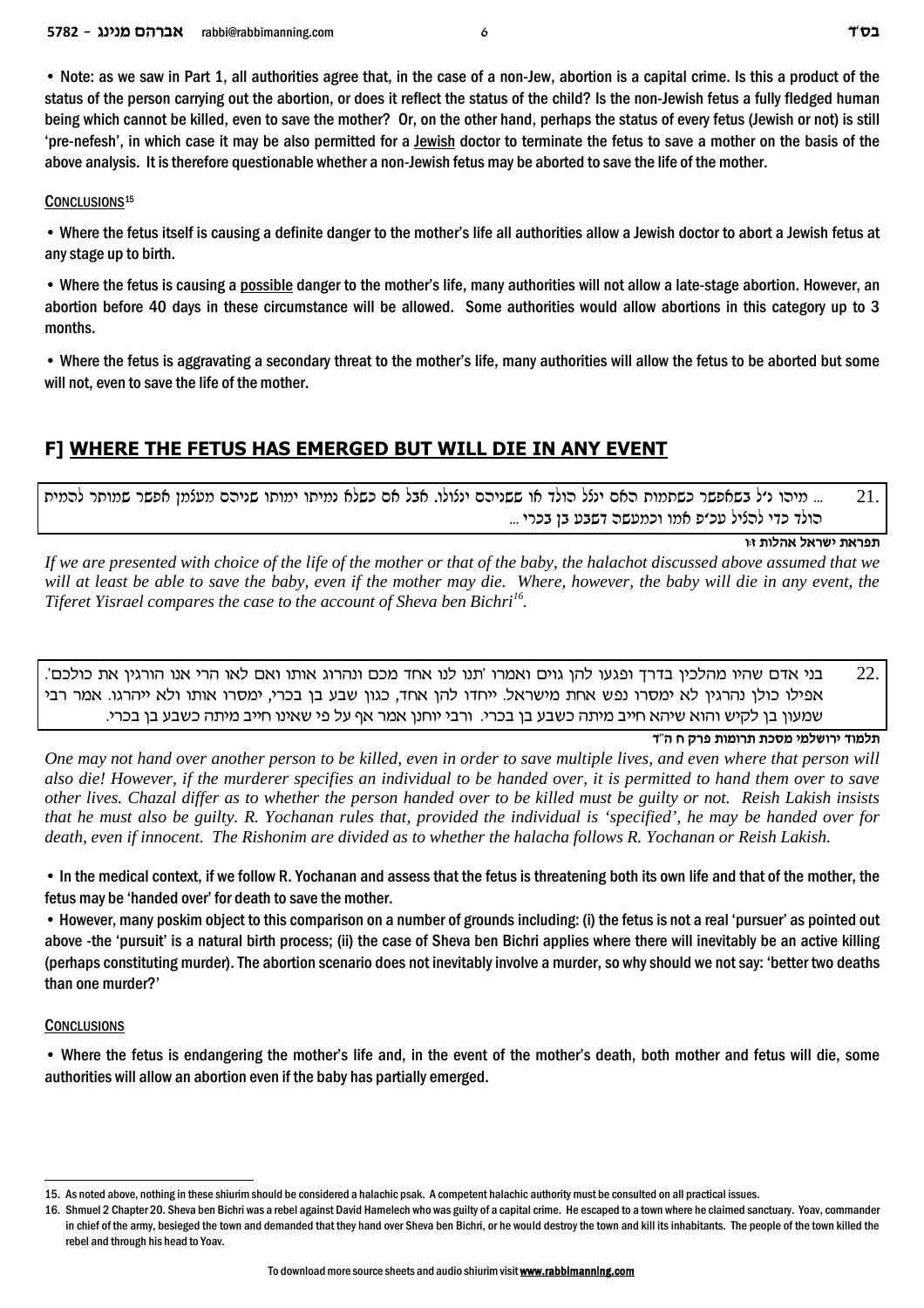• Note: as we saw in Part 1, all authorities agree that, in the case of a non-Jew, abortion is a capital crime. Is this a product of the status of the person carrying out the abortion, or does it reflect the status of the child? Is the non-Jewish fetus a fully fledged human being which cannot be killed, even to save the mother? Or, on the other hand, perhaps the status of every fetus (Jewish or not) is still 'pre-nefesh', in which case it may be also permitted for a Jewish doctor to terminate the fetus to save a mother on the basis of the above analysis. It is therefore questionable whether a non-Jewish fetus may be aborted to save the life of the mother.

## CONCLUSIONS[15]

• Where the fetus itself is causing a definite danger to the mother's life all authorities allow a Jewish doctor to abort a Jewish fetus at any stage up to birth.

• Where the fetus is causing a possible danger to the mother's life, many authorities will not allow a late-stage abortion. However, an abortion before 40 days in these circumstance will be allowed. Some authorities would allow abortions in this category up to 3 months.

• Where the fetus is aggravating a secondary threat to the mother's life, many authorities will allow the fetus to be aborted but some will not, even to save the life of the mother.

## F] WHERE THE FETUS HAS EMERGED BUT WILL DIE IN ANY EVENT

21. ... מיהו נ"ל בשאפשר כשתמות האם יוכל הולד או שניהם ינצלו. אבל אם כשלא נמיתו ימותו שניהם מעצמן אפשר שמותר להמית הולד כדי להציל עכ"פ אמו וכמעשה דשבע בן בכרי ...

**תפארת ישראל אהלות ז:ו**

*If we are presented with choice of the life of the mother or that of the baby, the halachot discussed above assumed that we will at least be able to save the baby, even if the mother may die. Where, however, the baby will die in any event, the Tiferet Yisrael compares the case to the account of Sheva ben Bichri[16].*

22. בני אדם שהיו מהלכין בדרך ופגעו להן גוים ואמרו 'תנו לנו אחד מכם ונהרוג אותו ואם לאו הרי אנו הורגין את כולכם'. אפילו כולן נהרגין לא ימסרו נפש אחת מישראל. ייחדו להן אחד, כגון שבע בן בכרי, ימסרו אותו ולא ייהרגו. אמר רבי שמעון בן לקיש והוא שיהא חייב מיתה כשבע בן בכרי. ורבי יוחנן אמר אף על פי שאינו חייב מיתה כשבע בן בכרי.

**תלמוד ירושלמי מסכת תרומות פרק ח ה"ד**

*One may not hand over another person to be killed, even in order to save multiple lives, and even where that person will also die! However, if the murderer specifies an individual to be handed over, it is permitted to hand them over to save other lives. Chazal differ as to whether the person handed over to be killed must be guilty or not. Reish Lakish insists that he must also be guilty. R. Yochanan rules that, provided the individual is 'specified', he may be handed over for death, even if innocent. The Rishonim are divided as to whether the halacha follows R. Yochanan or Reish Lakish.*

• In the medical context, if we follow R. Yochanan and assess that the fetus is threatening both its own life and that of the mother, the fetus may be 'handed over' for death to save the mother.

• However, many poskim object to this comparison on a number of grounds including: (i) the fetus is not a real 'pursuer' as pointed out above -the 'pursuit' is a natural birth process; (ii) the case of Sheva ben Bichri applies where there will inevitably be an active killing (perhaps constituting murder). The abortion scenario does not inevitably involve a murder, so why should we not say: 'better two deaths than one murder?'

## CONCLUSIONS

• Where the fetus is endangering the mother's life and, in the event of the mother's death, both mother and fetus will die, some authorities will allow an abortion even if the baby has partially emerged.

---

15. As noted above, nothing in these shiurim should be considered a halachic psak. A competent halachic authority must be consulted on all practical issues.

16. Shmuel 2 Chapter 20. Sheva ben Bichri was a rebel against David Hamelech who was guilty of a capital crime. He escaped to a town where he claimed sanctuary. Yoav, commander in chief of the army, besieged the town and demanded that they hand over Sheva ben Bichri, or he would destroy the town and kill its inhabitants. The people of the town killed the rebel and through his head to Yoav.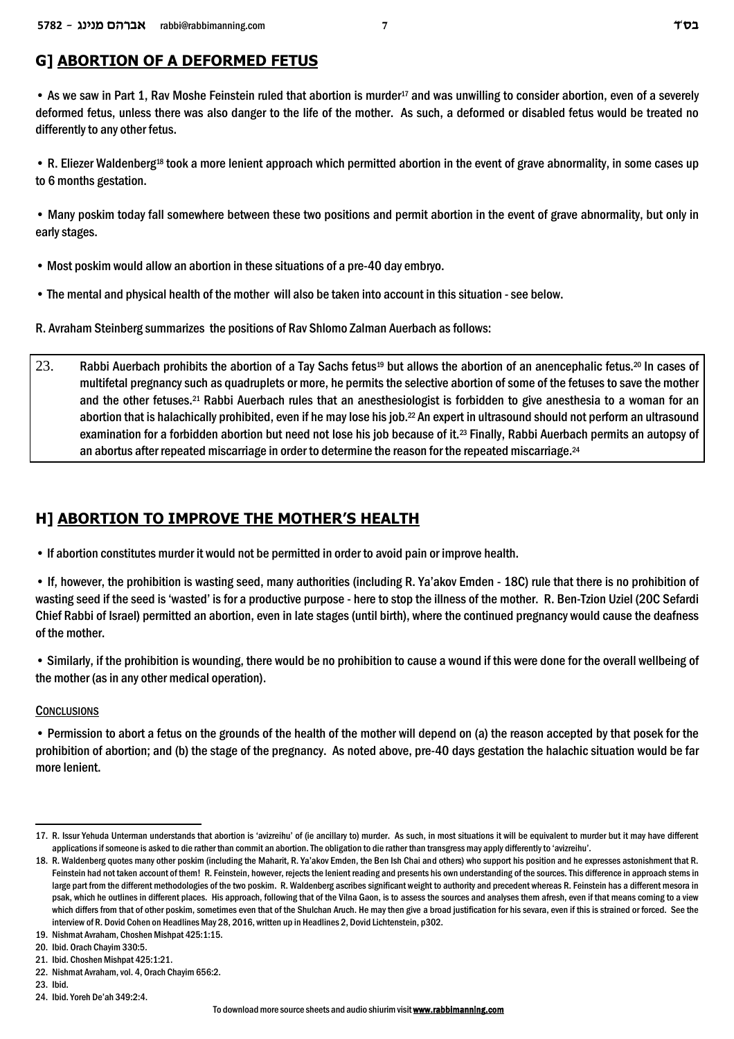## G] ABORTION OF A DEFORMED FETUS

• As we saw in Part 1, Rav Moshe Feinstein ruled that abortion is murder[17] and was unwilling to consider abortion, even of a severely deformed fetus, unless there was also danger to the life of the mother. As such, a deformed or disabled fetus would be treated no differently to any other fetus.

• R. Eliezer Waldenberg[18] took a more lenient approach which permitted abortion in the event of grave abnormality, in some cases up to 6 months gestation.

• Many poskim today fall somewhere between these two positions and permit abortion in the event of grave abnormality, but only in early stages.

• Most poskim would allow an abortion in these situations of a pre-40 day embryo.

• The mental and physical health of the mother will also be taken into account in this situation - see below.

R. Avraham Steinberg summarizes the positions of Rav Shlomo Zalman Auerbach as follows:

23. Rabbi Auerbach prohibits the abortion of a Tay Sachs fetus[19] but allows the abortion of an anencephalic fetus.[20] In cases of multifetal pregnancy such as quadruplets or more, he permits the selective abortion of some of the fetuses to save the mother and the other fetuses.[21] Rabbi Auerbach rules that an anesthesiologist is forbidden to give anesthesia to a woman for an abortion that is halachically prohibited, even if he may lose his job.[22] An expert in ultrasound should not perform an ultrasound examination for a forbidden abortion but need not lose his job because of it.[23] Finally, Rabbi Auerbach permits an autopsy of an abortus after repeated miscarriage in order to determine the reason for the repeated miscarriage.[24]

## H] ABORTION TO IMPROVE THE MOTHER'S HEALTH

• If abortion constitutes murder it would not be permitted in order to avoid pain or improve health.

• If, however, the prohibition is wasting seed, many authorities (including R. Ya'akov Emden - 18C) rule that there is no prohibition of wasting seed if the seed is 'wasted' is for a productive purpose - here to stop the illness of the mother. R. Ben-Tzion Uziel (20C Sefardi Chief Rabbi of Israel) permitted an abortion, even in late stages (until birth), where the continued pregnancy would cause the deafness of the mother.

• Similarly, if the prohibition is wounding, there would be no prohibition to cause a wound if this were done for the overall wellbeing of the mother (as in any other medical operation).

### Conclusions

• Permission to abort a fetus on the grounds of the health of the mother will depend on (a) the reason accepted by that posek for the prohibition of abortion; and (b) the stage of the pregnancy. As noted above, pre-40 days gestation the halachic situation would be far more lenient.

---

17. R. Issur Yehuda Unterman understands that abortion is 'avizreihu' of (ie ancillary to) murder. As such, in most situations it will be equivalent to murder but it may have different applications if someone is asked to die rather than commit an abortion. The obligation to die rather than transgress may apply differently to 'avizreihu'.
18. R. Waldenberg quotes many other poskim (including the Maharit, R. Ya'akov Emden, the Ben Ish Chai and others) who support his position and he expresses astonishment that R. Feinstein had not taken account of them! R. Feinstein, however, rejects the lenient reading and presents his own understanding of the sources. This difference in approach stems in large part from the different methodologies of the two poskim. R. Waldenberg ascribes significant weight to authority and precedent whereas R. Feinstein has a different mesora in psak, which he outlines in different places. His approach, following that of the Vilna Gaon, is to assess the sources and analyses them afresh, even if that means coming to a view which differs from that of other poskim, sometimes even that of the Shulchan Aruch. He may then give a broad justification for his sevara, even if this is strained or forced. See the interview of R. Dovid Cohen on Headlines May 28, 2016, written up in Headlines 2, Dovid Lichtenstein, p302.
19. Nishmat Avraham, Choshen Mishpat 425:1:15.
20. Ibid. Orach Chayim 330:5.
21. Ibid. Choshen Mishpat 425:1:21.
22. Nishmat Avraham, vol. 4, Orach Chayim 656:2.
23. Ibid.
24. Ibid. Yoreh De'ah 349:2:4.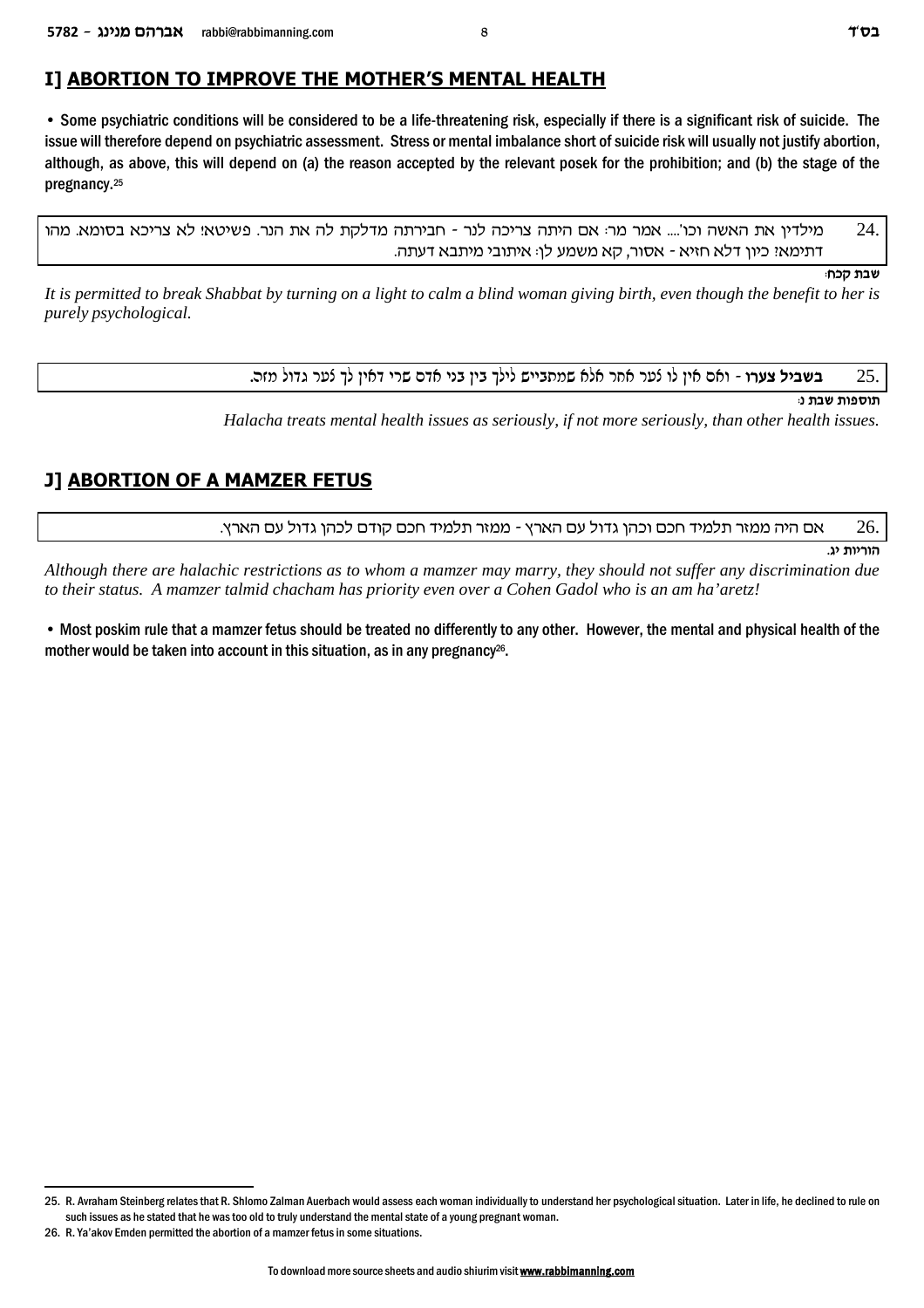## I] ABORTION TO IMPROVE THE MOTHER'S MENTAL HEALTH

• Some psychiatric conditions will be considered to be a life-threatening risk, especially if there is a significant risk of suicide. The issue will therefore depend on psychiatric assessment. Stress or mental imbalance short of suicide risk will usually not justify abortion, although, as above, this will depend on (a) the reason accepted by the relevant posek for the prohibition; and (b) the stage of the pregnancy.[25]

24. מילדין את האשה וכו'.... אמר מר: אם היתה צריכה לנר - חבירתה מדלקת לה את הנר. פשיטא! לא צריכא בסומא. מהו דתימא? כיון דלא חזיא - אסור, קא משמע לן: איתובי מיתבא דעתה.

**שבת קכח:**

*It is permitted to break Shabbat by turning on a light to calm a blind woman giving birth, even though the benefit to her is purely psychological.*

25. **בשביל צערו** - ואם אין לו צער אחר אלא שמתביים לילך בין בני אדם שרי דאין לך צער גדול מזה.

**תוספות שבת נ:**

*Halacha treats mental health issues as seriously, if not more seriously, than other health issues.*

## J] ABORTION OF A MAMZER FETUS

26. אם היה ממזר תלמיד חכם וכהן גדול עם הארץ - ממזר תלמיד חכם קודם לכהן גדול עם הארץ.

**הוריות יג.**

*Although there are halachic restrictions as to whom a mamzer may marry, they should not suffer any discrimination due to their status. A mamzer talmid chacham has priority even over a Cohen Gadol who is an am ha'aretz!*

• **Most poskim rule that a mamzer fetus should be treated no differently to any other. However, the mental and physical health of the mother would be taken into account in this situation, as in any pregnancy[26].**

---

25. R. Avraham Steinberg relates that R. Shlomo Zalman Auerbach would assess each woman individually to understand her psychological situation. Later in life, he declined to rule on such issues as he stated that he was too old to truly understand the mental state of a young pregnant woman.

26. R. Ya'akov Emden permitted the abortion of a mamzer fetus in some situations.